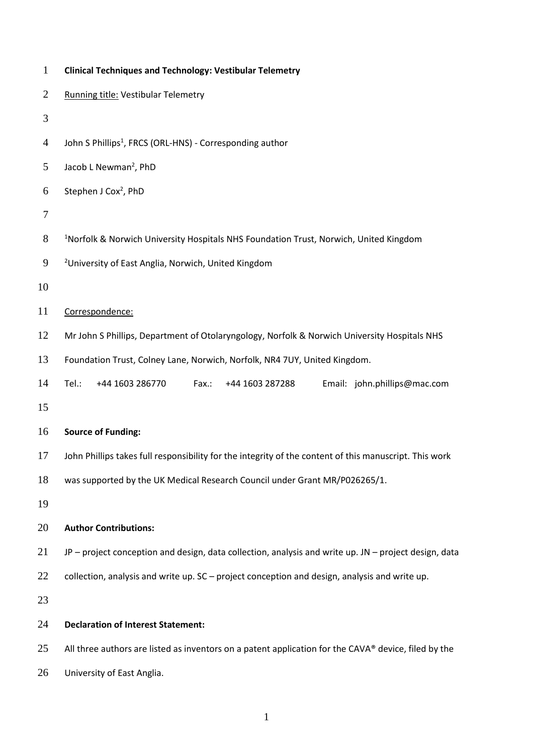**Clinical Techniques and Technology: Vestibular Telemetry**

Running title: Vestibular Telemetry

John S Phillips[1], FRCS (ORL-HNS) - Corresponding author

Jacob L Newman[2], PhD

Stephen J Cox[2], PhD

[1]Norfolk & Norwich University Hospitals NHS Foundation Trust, Norwich, United Kingdom

[2]University of East Anglia, Norwich, United Kingdom

Correspondence:

Mr John S Phillips, Department of Otolaryngology, Norfolk & Norwich University Hospitals NHS Foundation Trust, Colney Lane, Norwich, Norfolk, NR4 7UY, United Kingdom.

Tel.: +44 1603 286770 Fax.: +44 1603 287288 Email: john.phillips@mac.com

**Source of Funding:**

John Phillips takes full responsibility for the integrity of the content of this manuscript. This work was supported by the UK Medical Research Council under Grant MR/P026265/1.

**Author Contributions:**

JP – project conception and design, data collection, analysis and write up. JN – project design, data collection, analysis and write up. SC – project conception and design, analysis and write up.

**Declaration of Interest Statement:**

All three authors are listed as inventors on a patent application for the CAVA® device, filed by the University of East Anglia.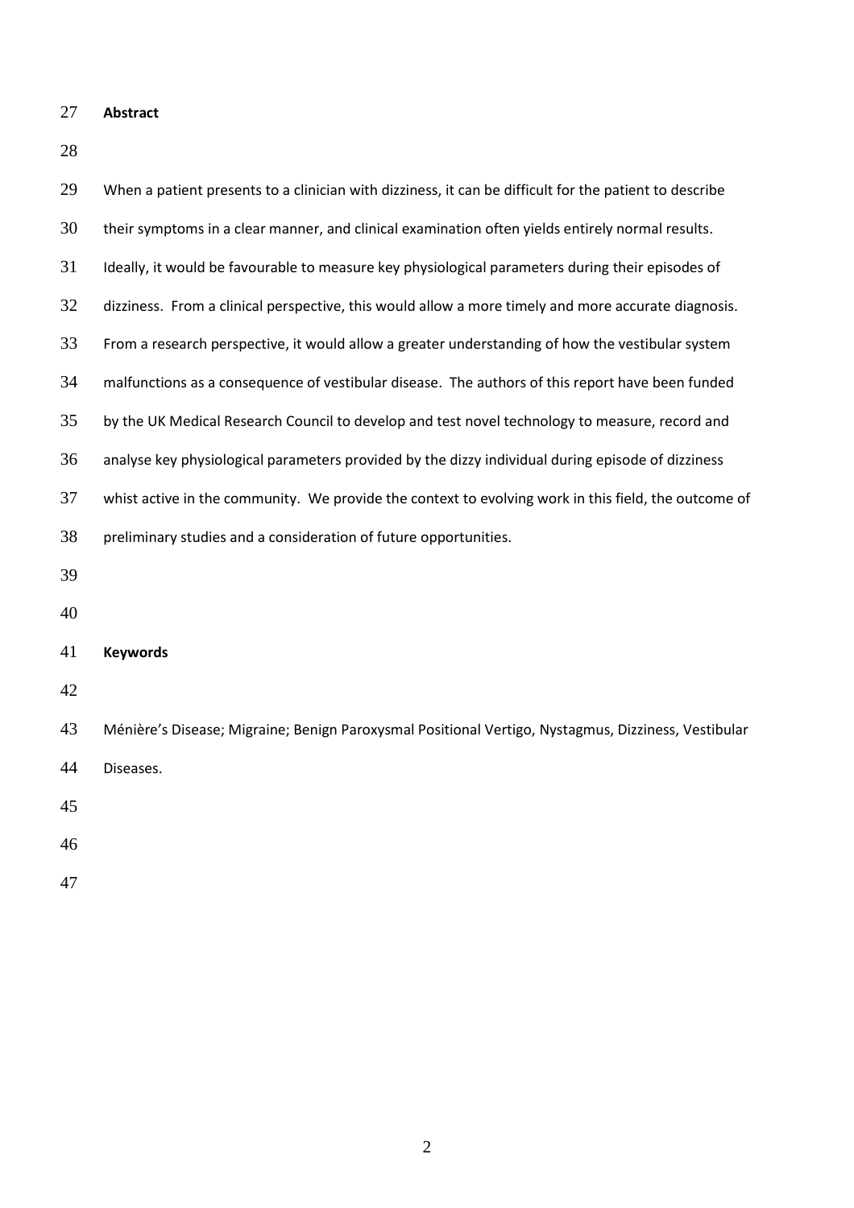## Abstract

When a patient presents to a clinician with dizziness, it can be difficult for the patient to describe their symptoms in a clear manner, and clinical examination often yields entirely normal results. Ideally, it would be favourable to measure key physiological parameters during their episodes of dizziness. From a clinical perspective, this would allow a more timely and more accurate diagnosis. From a research perspective, it would allow a greater understanding of how the vestibular system malfunctions as a consequence of vestibular disease. The authors of this report have been funded by the UK Medical Research Council to develop and test novel technology to measure, record and analyse key physiological parameters provided by the dizzy individual during episode of dizziness whist active in the community. We provide the context to evolving work in this field, the outcome of preliminary studies and a consideration of future opportunities.

## Keywords

Ménière's Disease; Migraine; Benign Paroxysmal Positional Vertigo, Nystagmus, Dizziness, Vestibular Diseases.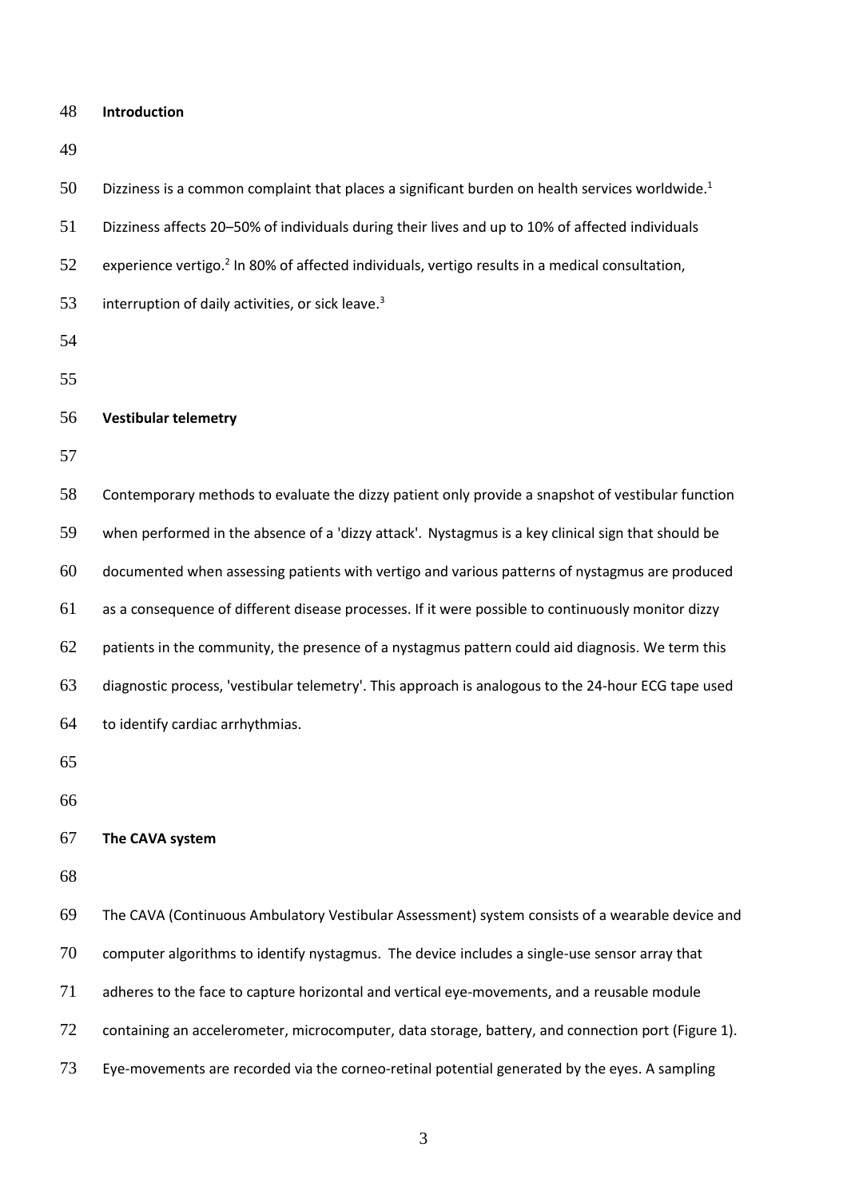## Introduction

Dizziness is a common complaint that places a significant burden on health services worldwide.[1] Dizziness affects 20–50% of individuals during their lives and up to 10% of affected individuals experience vertigo.[2] In 80% of affected individuals, vertigo results in a medical consultation, interruption of daily activities, or sick leave.[3]

## Vestibular telemetry

Contemporary methods to evaluate the dizzy patient only provide a snapshot of vestibular function when performed in the absence of a 'dizzy attack'. Nystagmus is a key clinical sign that should be documented when assessing patients with vertigo and various patterns of nystagmus are produced as a consequence of different disease processes. If it were possible to continuously monitor dizzy patients in the community, the presence of a nystagmus pattern could aid diagnosis. We term this diagnostic process, 'vestibular telemetry'. This approach is analogous to the 24-hour ECG tape used to identify cardiac arrhythmias.

## The CAVA system

The CAVA (Continuous Ambulatory Vestibular Assessment) system consists of a wearable device and computer algorithms to identify nystagmus. The device includes a single-use sensor array that adheres to the face to capture horizontal and vertical eye-movements, and a reusable module containing an accelerometer, microcomputer, data storage, battery, and connection port (Figure 1). Eye-movements are recorded via the corneo-retinal potential generated by the eyes. A sampling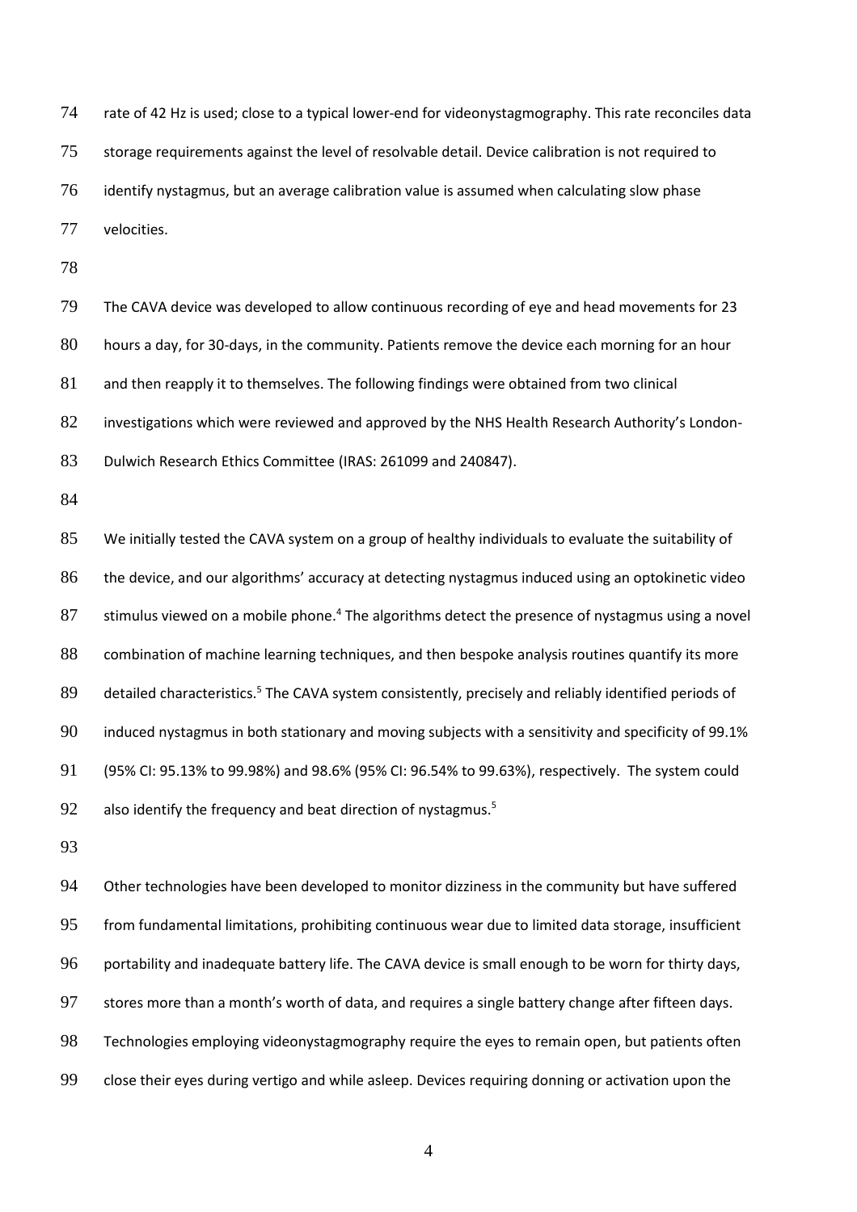rate of 42 Hz is used; close to a typical lower-end for videonystagmography. This rate reconciles data storage requirements against the level of resolvable detail. Device calibration is not required to identify nystagmus, but an average calibration value is assumed when calculating slow phase velocities.

The CAVA device was developed to allow continuous recording of eye and head movements for 23 hours a day, for 30-days, in the community. Patients remove the device each morning for an hour and then reapply it to themselves. The following findings were obtained from two clinical investigations which were reviewed and approved by the NHS Health Research Authority's London-Dulwich Research Ethics Committee (IRAS: 261099 and 240847).

We initially tested the CAVA system on a group of healthy individuals to evaluate the suitability of the device, and our algorithms' accuracy at detecting nystagmus induced using an optokinetic video stimulus viewed on a mobile phone.[4] The algorithms detect the presence of nystagmus using a novel combination of machine learning techniques, and then bespoke analysis routines quantify its more detailed characteristics.[5] The CAVA system consistently, precisely and reliably identified periods of induced nystagmus in both stationary and moving subjects with a sensitivity and specificity of 99.1% (95% CI: 95.13% to 99.98%) and 98.6% (95% CI: 96.54% to 99.63%), respectively. The system could also identify the frequency and beat direction of nystagmus.[5]

Other technologies have been developed to monitor dizziness in the community but have suffered from fundamental limitations, prohibiting continuous wear due to limited data storage, insufficient portability and inadequate battery life. The CAVA device is small enough to be worn for thirty days, stores more than a month's worth of data, and requires a single battery change after fifteen days. Technologies employing videonystagmography require the eyes to remain open, but patients often close their eyes during vertigo and while asleep. Devices requiring donning or activation upon the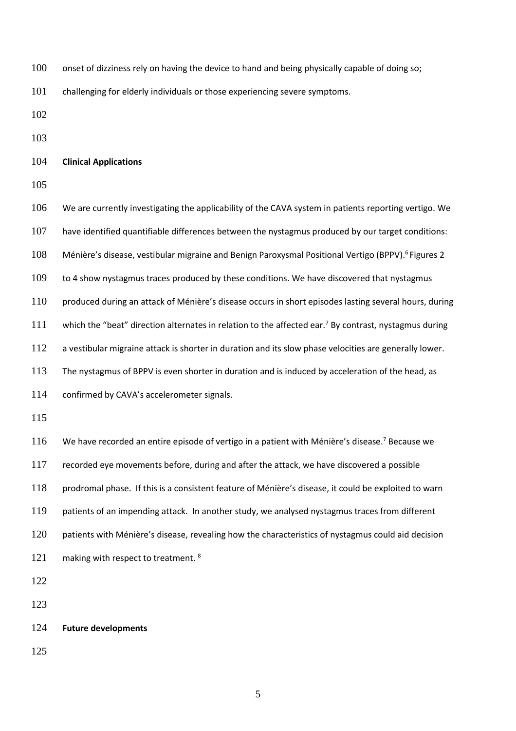onset of dizziness rely on having the device to hand and being physically capable of doing so; challenging for elderly individuals or those experiencing severe symptoms.

**Clinical Applications**

We are currently investigating the applicability of the CAVA system in patients reporting vertigo. We have identified quantifiable differences between the nystagmus produced by our target conditions: Ménière's disease, vestibular migraine and Benign Paroxysmal Positional Vertigo (BPPV).[6] Figures 2 to 4 show nystagmus traces produced by these conditions. We have discovered that nystagmus produced during an attack of Ménière's disease occurs in short episodes lasting several hours, during which the "beat" direction alternates in relation to the affected ear.[7] By contrast, nystagmus during a vestibular migraine attack is shorter in duration and its slow phase velocities are generally lower. The nystagmus of BPPV is even shorter in duration and is induced by acceleration of the head, as confirmed by CAVA's accelerometer signals.

We have recorded an entire episode of vertigo in a patient with Ménière's disease.[7] Because we recorded eye movements before, during and after the attack, we have discovered a possible prodromal phase. If this is a consistent feature of Ménière's disease, it could be exploited to warn patients of an impending attack. In another study, we analysed nystagmus traces from different patients with Ménière's disease, revealing how the characteristics of nystagmus could aid decision making with respect to treatment. [8]

**Future developments**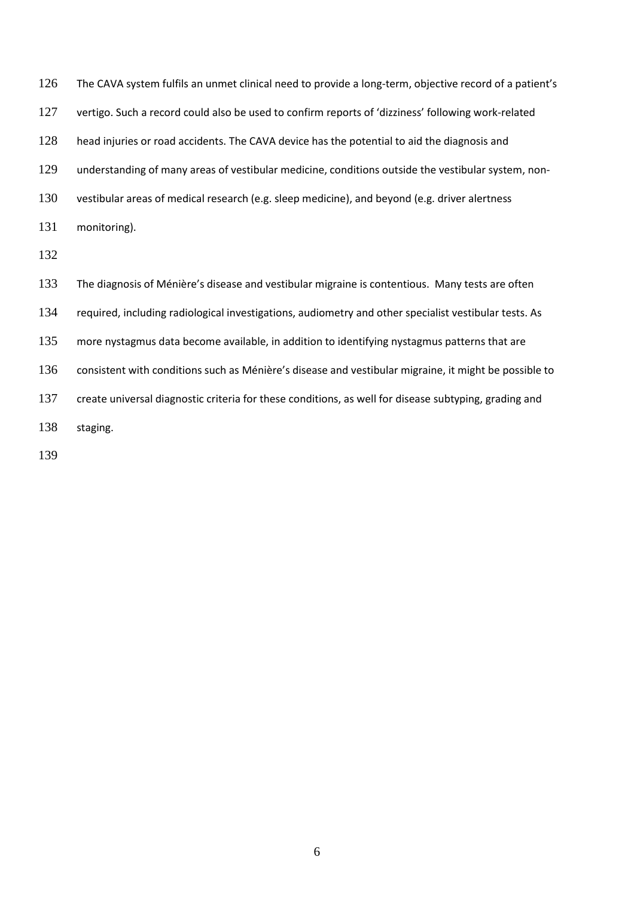The CAVA system fulfils an unmet clinical need to provide a long-term, objective record of a patient's vertigo. Such a record could also be used to confirm reports of 'dizziness' following work-related head injuries or road accidents. The CAVA device has the potential to aid the diagnosis and understanding of many areas of vestibular medicine, conditions outside the vestibular system, non-vestibular areas of medical research (e.g. sleep medicine), and beyond (e.g. driver alertness monitoring).

The diagnosis of Ménière's disease and vestibular migraine is contentious. Many tests are often required, including radiological investigations, audiometry and other specialist vestibular tests. As more nystagmus data become available, in addition to identifying nystagmus patterns that are consistent with conditions such as Ménière's disease and vestibular migraine, it might be possible to create universal diagnostic criteria for these conditions, as well for disease subtyping, grading and staging.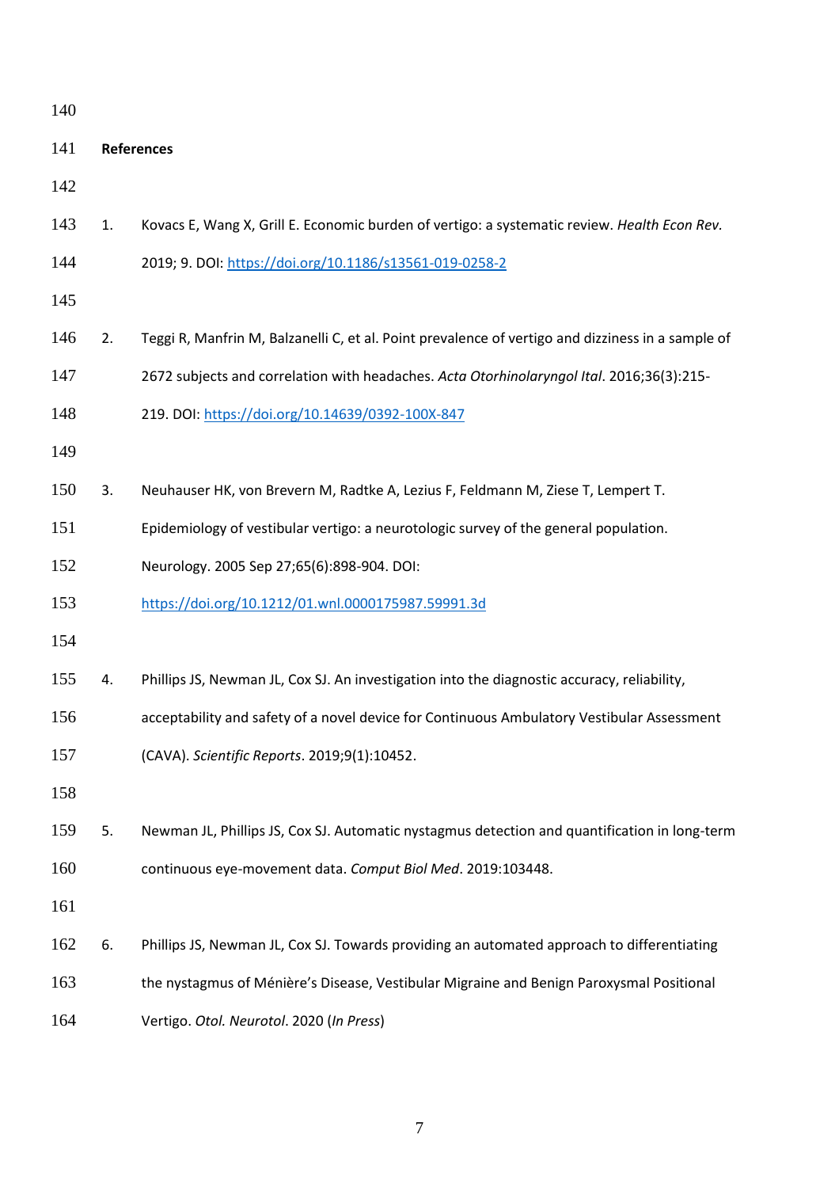**References**

1. Kovacs E, Wang X, Grill E. Economic burden of vertigo: a systematic review. *Health Econ Rev.* 2019; 9. DOI: https://doi.org/10.1186/s13561-019-0258-2

2. Teggi R, Manfrin M, Balzanelli C, et al. Point prevalence of vertigo and dizziness in a sample of 2672 subjects and correlation with headaches. *Acta Otorhinolaryngol Ital*. 2016;36(3):215-219. DOI: https://doi.org/10.14639/0392-100X-847

3. Neuhauser HK, von Brevern M, Radtke A, Lezius F, Feldmann M, Ziese T, Lempert T. Epidemiology of vestibular vertigo: a neurotologic survey of the general population. Neurology. 2005 Sep 27;65(6):898-904. DOI: https://doi.org/10.1212/01.wnl.0000175987.59991.3d

4. Phillips JS, Newman JL, Cox SJ. An investigation into the diagnostic accuracy, reliability, acceptability and safety of a novel device for Continuous Ambulatory Vestibular Assessment (CAVA). *Scientific Reports*. 2019;9(1):10452.

5. Newman JL, Phillips JS, Cox SJ. Automatic nystagmus detection and quantification in long-term continuous eye-movement data. *Comput Biol Med*. 2019:103448.

6. Phillips JS, Newman JL, Cox SJ. Towards providing an automated approach to differentiating the nystagmus of Ménière's Disease, Vestibular Migraine and Benign Paroxysmal Positional Vertigo. *Otol. Neurotol*. 2020 (*In Press*)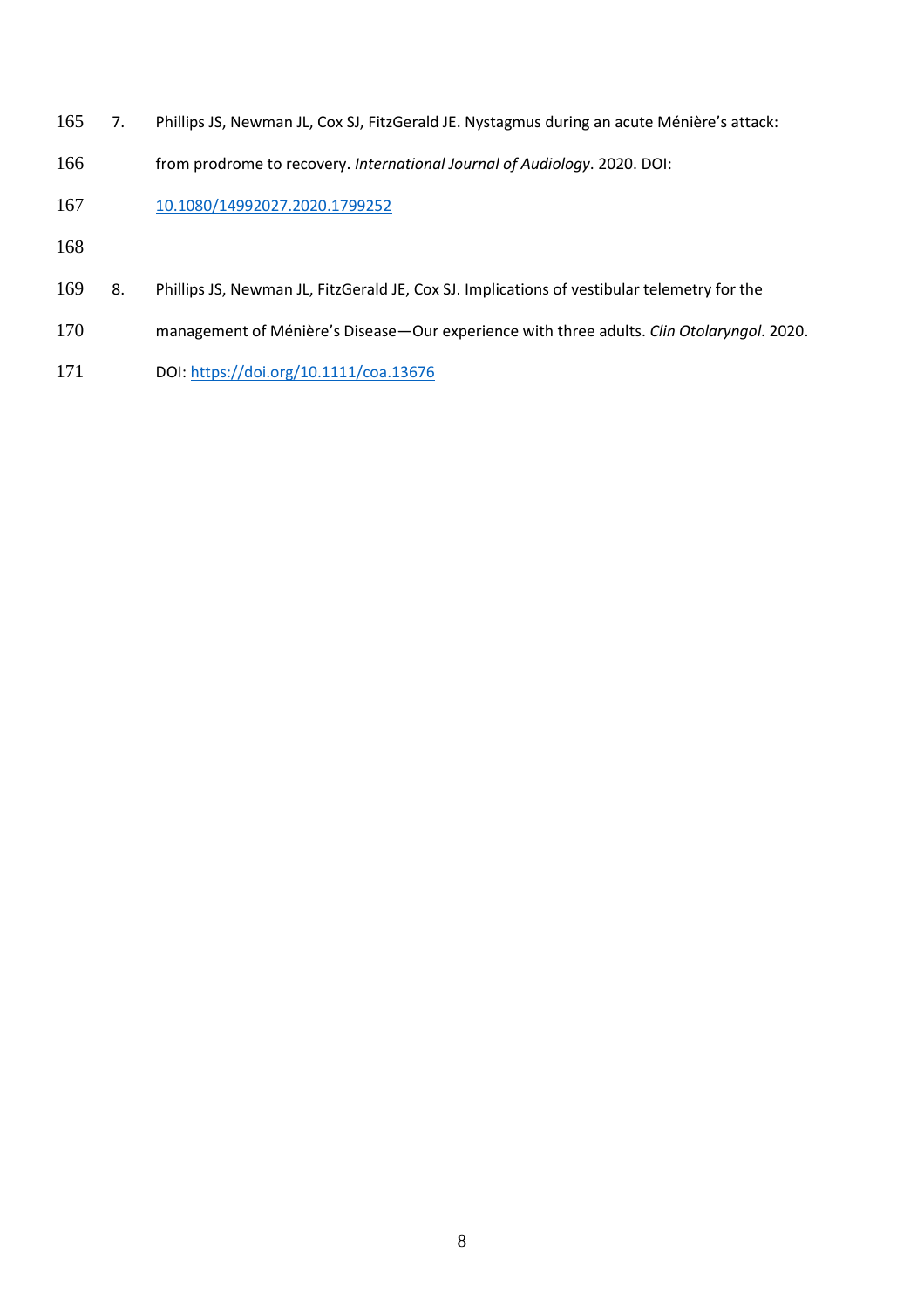7. Phillips JS, Newman JL, Cox SJ, FitzGerald JE. Nystagmus during an acute Ménière's attack: from prodrome to recovery. *International Journal of Audiology*. 2020. DOI: 10.1080/14992027.2020.1799252

8. Phillips JS, Newman JL, FitzGerald JE, Cox SJ. Implications of vestibular telemetry for the management of Ménière's Disease—Our experience with three adults. *Clin Otolaryngol*. 2020. DOI: https://doi.org/10.1111/coa.13676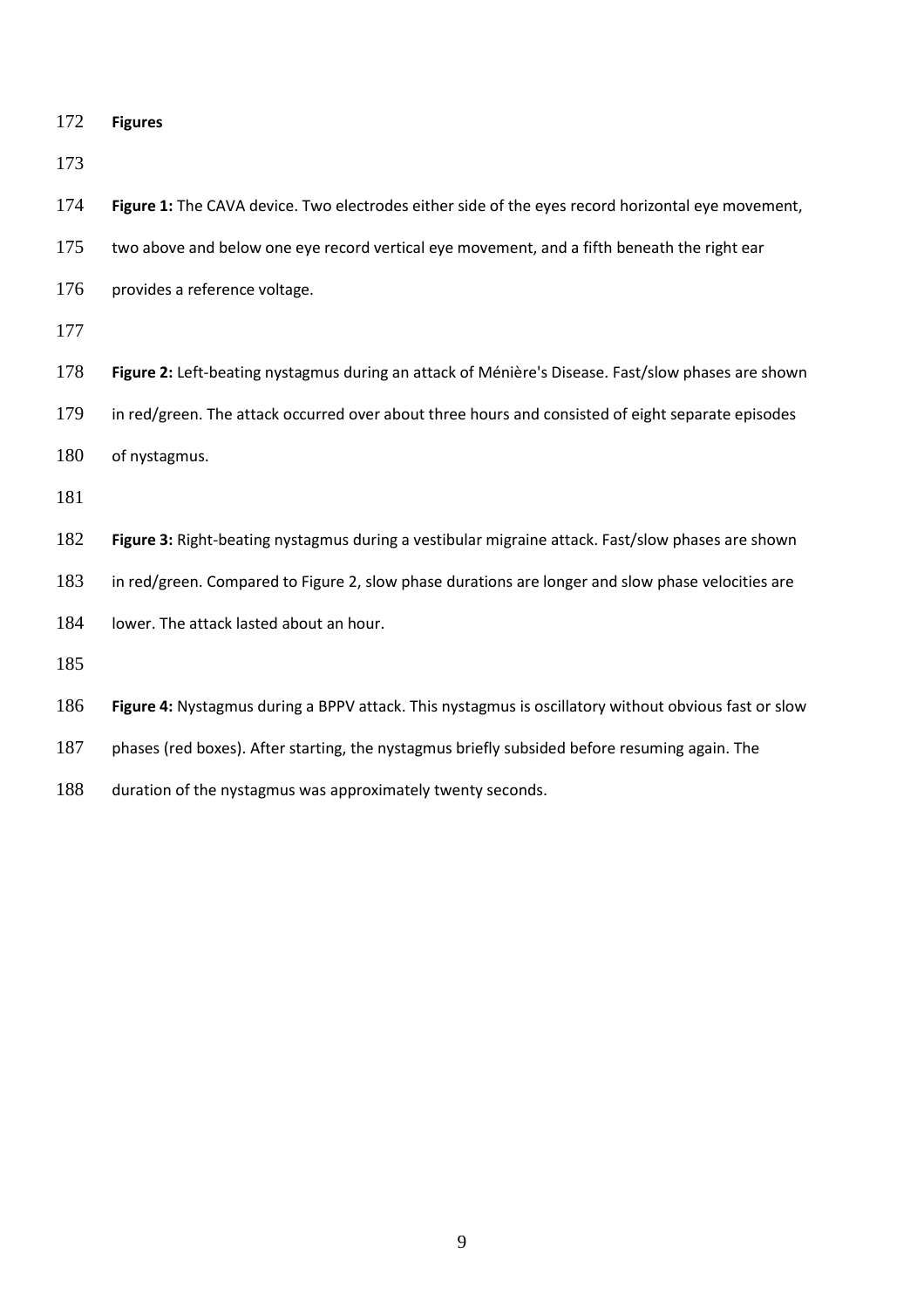## Figures

**Figure 1:** The CAVA device. Two electrodes either side of the eyes record horizontal eye movement, two above and below one eye record vertical eye movement, and a fifth beneath the right ear provides a reference voltage.

**Figure 2:** Left-beating nystagmus during an attack of Ménière's Disease. Fast/slow phases are shown in red/green. The attack occurred over about three hours and consisted of eight separate episodes of nystagmus.

**Figure 3:** Right-beating nystagmus during a vestibular migraine attack. Fast/slow phases are shown in red/green. Compared to Figure 2, slow phase durations are longer and slow phase velocities are lower. The attack lasted about an hour.

**Figure 4:** Nystagmus during a BPPV attack. This nystagmus is oscillatory without obvious fast or slow phases (red boxes). After starting, the nystagmus briefly subsided before resuming again. The duration of the nystagmus was approximately twenty seconds.